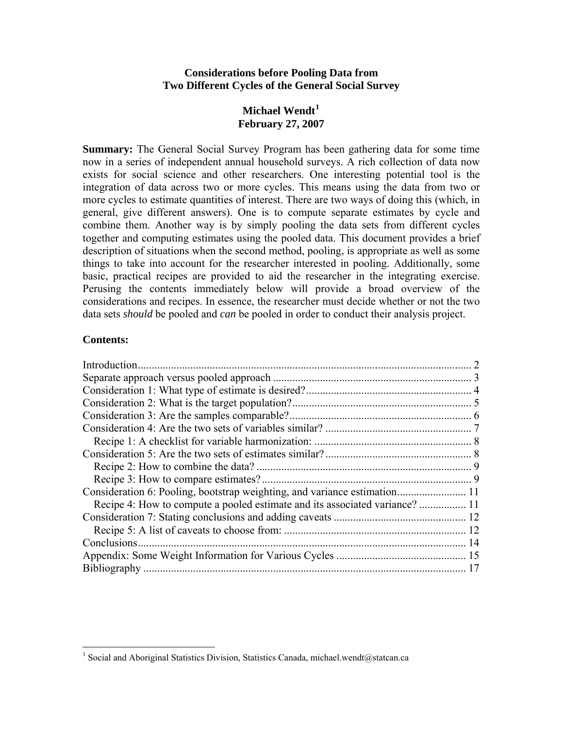# Considerations before Pooling Data from Two Different Cycles of the General Social Survey

**Michael Wendt[1]**
**February 27, 2007**

**Summary:** The General Social Survey Program has been gathering data for some time now in a series of independent annual household surveys. A rich collection of data now exists for social science and other researchers. One interesting potential tool is the integration of data across two or more cycles. This means using the data from two or more cycles to estimate quantities of interest. There are two ways of doing this (which, in general, give different answers). One is to compute separate estimates by cycle and combine them. Another way is by simply pooling the data sets from different cycles together and computing estimates using the pooled data. This document provides a brief description of situations when the second method, pooling, is appropriate as well as some things to take into account for the researcher interested in pooling. Additionally, some basic, practical recipes are provided to aid the researcher in the integrating exercise. Perusing the contents immediately below will provide a broad overview of the considerations and recipes. In essence, the researcher must decide whether or not the two data sets *should* be pooled and *can* be pooled in order to conduct their analysis project.

**Contents:**

- Introduction ... 2
- Separate approach versus pooled approach ... 3
- Consideration 1: What type of estimate is desired? ... 4
- Consideration 2: What is the target population? ... 5
- Consideration 3: Are the samples comparable? ... 6
- Consideration 4: Are the two sets of variables similar? ... 7
  - Recipe 1: A checklist for variable harmonization: ... 8
- Consideration 5: Are the two sets of estimates similar? ... 8
  - Recipe 2: How to combine the data? ... 9
  - Recipe 3: How to compare estimates? ... 9
- Consideration 6: Pooling, bootstrap weighting, and variance estimation ... 11
  - Recipe 4: How to compute a pooled estimate and its associated variance? ... 11
- Consideration 7: Stating conclusions and adding caveats ... 12
  - Recipe 5: A list of caveats to choose from: ... 12
- Conclusions ... 14
- Appendix: Some Weight Information for Various Cycles ... 15
- Bibliography ... 17

---

[1] Social and Aboriginal Statistics Division, Statistics Canada, michael.wendt@statcan.ca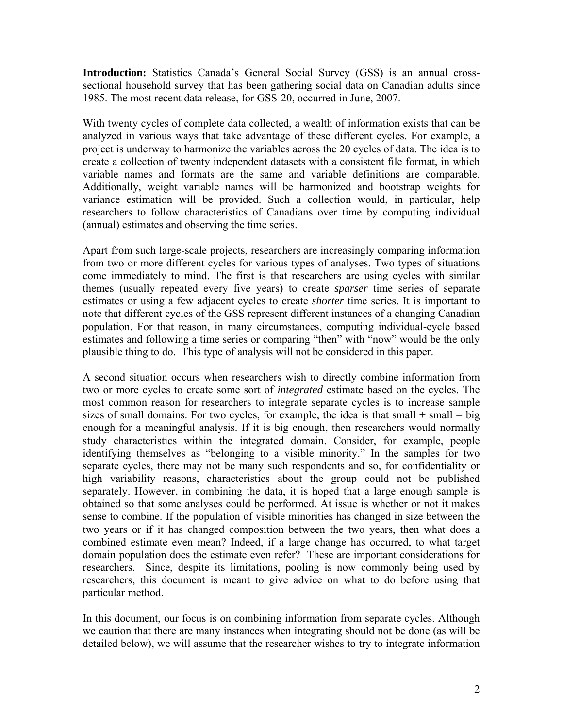**Introduction:** Statistics Canada's General Social Survey (GSS) is an annual cross-sectional household survey that has been gathering social data on Canadian adults since 1985. The most recent data release, for GSS-20, occurred in June, 2007.

With twenty cycles of complete data collected, a wealth of information exists that can be analyzed in various ways that take advantage of these different cycles. For example, a project is underway to harmonize the variables across the 20 cycles of data. The idea is to create a collection of twenty independent datasets with a consistent file format, in which variable names and formats are the same and variable definitions are comparable. Additionally, weight variable names will be harmonized and bootstrap weights for variance estimation will be provided. Such a collection would, in particular, help researchers to follow characteristics of Canadians over time by computing individual (annual) estimates and observing the time series.

Apart from such large-scale projects, researchers are increasingly comparing information from two or more different cycles for various types of analyses. Two types of situations come immediately to mind. The first is that researchers are using cycles with similar themes (usually repeated every five years) to create *sparser* time series of separate estimates or using a few adjacent cycles to create *shorter* time series. It is important to note that different cycles of the GSS represent different instances of a changing Canadian population. For that reason, in many circumstances, computing individual-cycle based estimates and following a time series or comparing "then" with "now" would be the only plausible thing to do. This type of analysis will not be considered in this paper.

A second situation occurs when researchers wish to directly combine information from two or more cycles to create some sort of *integrated* estimate based on the cycles. The most common reason for researchers to integrate separate cycles is to increase sample sizes of small domains. For two cycles, for example, the idea is that small + small = big enough for a meaningful analysis. If it is big enough, then researchers would normally study characteristics within the integrated domain. Consider, for example, people identifying themselves as "belonging to a visible minority." In the samples for two separate cycles, there may not be many such respondents and so, for confidentiality or high variability reasons, characteristics about the group could not be published separately. However, in combining the data, it is hoped that a large enough sample is obtained so that some analyses could be performed. At issue is whether or not it makes sense to combine. If the population of visible minorities has changed in size between the two years or if it has changed composition between the two years, then what does a combined estimate even mean? Indeed, if a large change has occurred, to what target domain population does the estimate even refer? These are important considerations for researchers. Since, despite its limitations, pooling is now commonly being used by researchers, this document is meant to give advice on what to do before using that particular method.

In this document, our focus is on combining information from separate cycles. Although we caution that there are many instances when integrating should not be done (as will be detailed below), we will assume that the researcher wishes to try to integrate information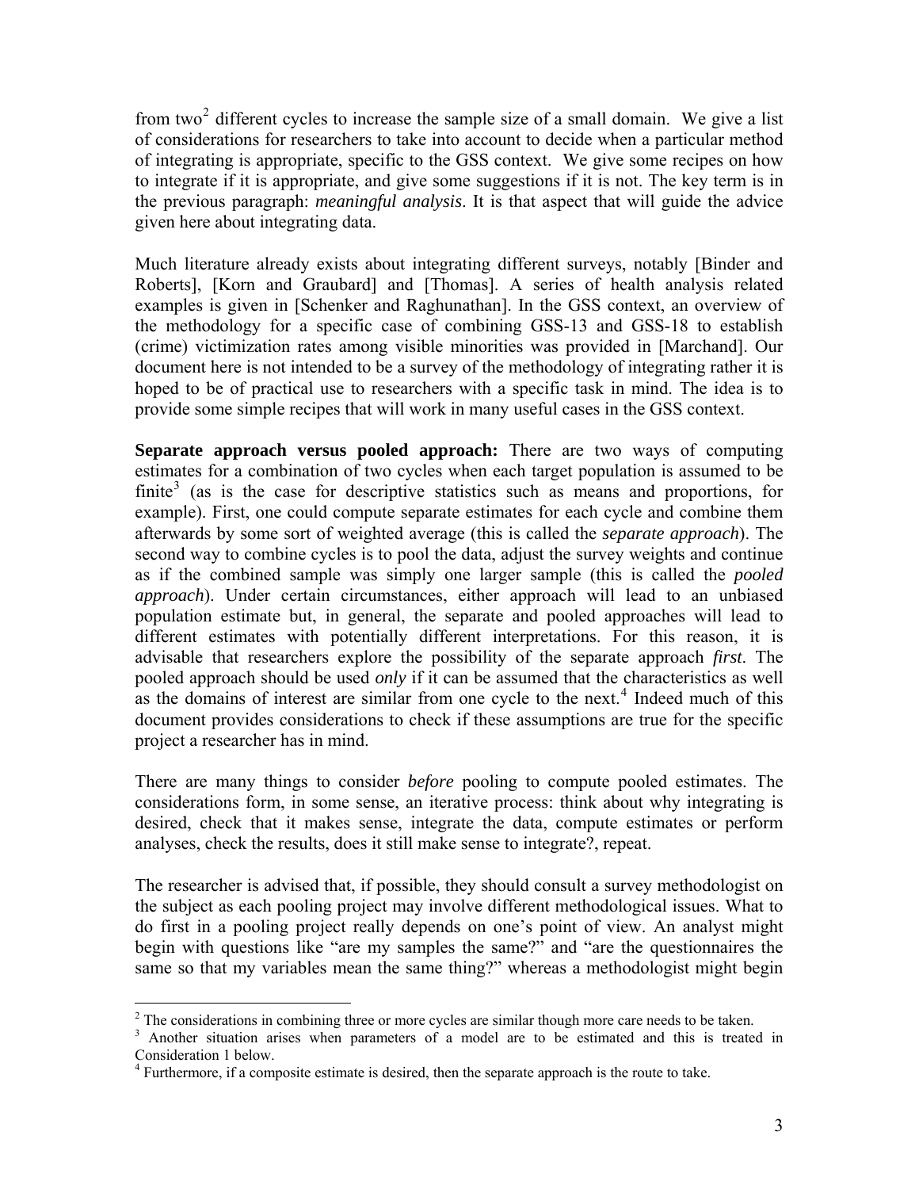from two[2] different cycles to increase the sample size of a small domain. We give a list of considerations for researchers to take into account to decide when a particular method of integrating is appropriate, specific to the GSS context. We give some recipes on how to integrate if it is appropriate, and give some suggestions if it is not. The key term is in the previous paragraph: *meaningful analysis*. It is that aspect that will guide the advice given here about integrating data.

Much literature already exists about integrating different surveys, notably [Binder and Roberts], [Korn and Graubard] and [Thomas]. A series of health analysis related examples is given in [Schenker and Raghunathan]. In the GSS context, an overview of the methodology for a specific case of combining GSS-13 and GSS-18 to establish (crime) victimization rates among visible minorities was provided in [Marchand]. Our document here is not intended to be a survey of the methodology of integrating rather it is hoped to be of practical use to researchers with a specific task in mind. The idea is to provide some simple recipes that will work in many useful cases in the GSS context.

**Separate approach versus pooled approach:** There are two ways of computing estimates for a combination of two cycles when each target population is assumed to be finite[3] (as is the case for descriptive statistics such as means and proportions, for example). First, one could compute separate estimates for each cycle and combine them afterwards by some sort of weighted average (this is called the *separate approach*). The second way to combine cycles is to pool the data, adjust the survey weights and continue as if the combined sample was simply one larger sample (this is called the *pooled approach*). Under certain circumstances, either approach will lead to an unbiased population estimate but, in general, the separate and pooled approaches will lead to different estimates with potentially different interpretations. For this reason, it is advisable that researchers explore the possibility of the separate approach *first*. The pooled approach should be used *only* if it can be assumed that the characteristics as well as the domains of interest are similar from one cycle to the next.[4] Indeed much of this document provides considerations to check if these assumptions are true for the specific project a researcher has in mind.

There are many things to consider *before* pooling to compute pooled estimates. The considerations form, in some sense, an iterative process: think about why integrating is desired, check that it makes sense, integrate the data, compute estimates or perform analyses, check the results, does it still make sense to integrate?, repeat.

The researcher is advised that, if possible, they should consult a survey methodologist on the subject as each pooling project may involve different methodological issues. What to do first in a pooling project really depends on one's point of view. An analyst might begin with questions like "are my samples the same?" and "are the questionnaires the same so that my variables mean the same thing?" whereas a methodologist might begin

---

[2] The considerations in combining three or more cycles are similar though more care needs to be taken.

[3] Another situation arises when parameters of a model are to be estimated and this is treated in Consideration 1 below.

[4] Furthermore, if a composite estimate is desired, then the separate approach is the route to take.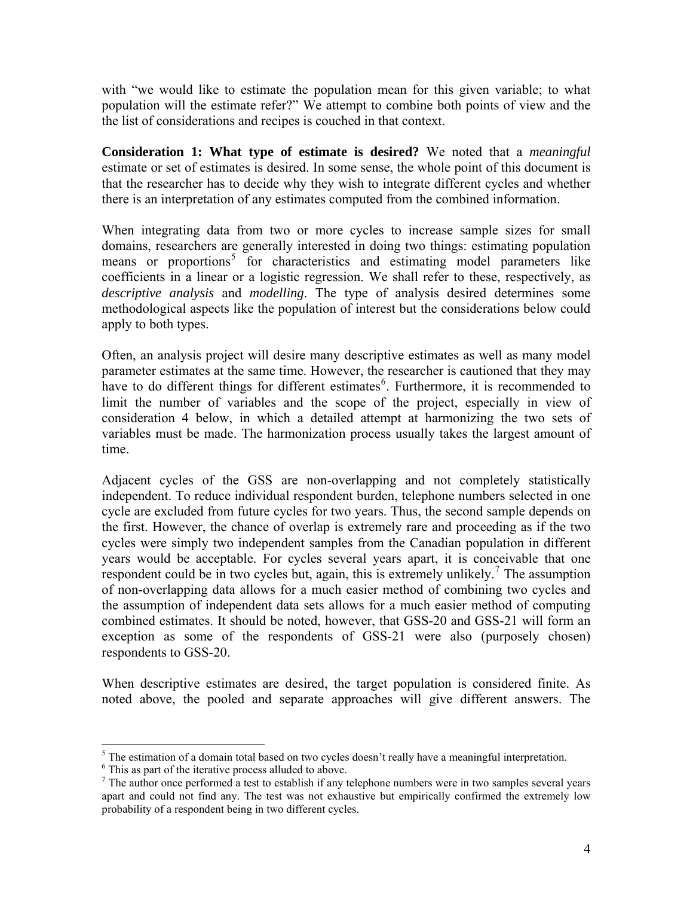with "we would like to estimate the population mean for this given variable; to what population will the estimate refer?" We attempt to combine both points of view and the the list of considerations and recipes is couched in that context.

**Consideration 1: What type of estimate is desired?** We noted that a *meaningful* estimate or set of estimates is desired. In some sense, the whole point of this document is that the researcher has to decide why they wish to integrate different cycles and whether there is an interpretation of any estimates computed from the combined information.

When integrating data from two or more cycles to increase sample sizes for small domains, researchers are generally interested in doing two things: estimating population means or proportions[5] for characteristics and estimating model parameters like coefficients in a linear or a logistic regression. We shall refer to these, respectively, as *descriptive analysis* and *modelling*. The type of analysis desired determines some methodological aspects like the population of interest but the considerations below could apply to both types.

Often, an analysis project will desire many descriptive estimates as well as many model parameter estimates at the same time. However, the researcher is cautioned that they may have to do different things for different estimates[6]. Furthermore, it is recommended to limit the number of variables and the scope of the project, especially in view of consideration 4 below, in which a detailed attempt at harmonizing the two sets of variables must be made. The harmonization process usually takes the largest amount of time.

Adjacent cycles of the GSS are non-overlapping and not completely statistically independent. To reduce individual respondent burden, telephone numbers selected in one cycle are excluded from future cycles for two years. Thus, the second sample depends on the first. However, the chance of overlap is extremely rare and proceeding as if the two cycles were simply two independent samples from the Canadian population in different years would be acceptable. For cycles several years apart, it is conceivable that one respondent could be in two cycles but, again, this is extremely unlikely.[7] The assumption of non-overlapping data allows for a much easier method of combining two cycles and the assumption of independent data sets allows for a much easier method of computing combined estimates. It should be noted, however, that GSS-20 and GSS-21 will form an exception as some of the respondents of GSS-21 were also (purposely chosen) respondents to GSS-20.

When descriptive estimates are desired, the target population is considered finite. As noted above, the pooled and separate approaches will give different answers. The

---

[5] The estimation of a domain total based on two cycles doesn't really have a meaningful interpretation.

[6] This as part of the iterative process alluded to above.

[7] The author once performed a test to establish if any telephone numbers were in two samples several years apart and could not find any. The test was not exhaustive but empirically confirmed the extremely low probability of a respondent being in two different cycles.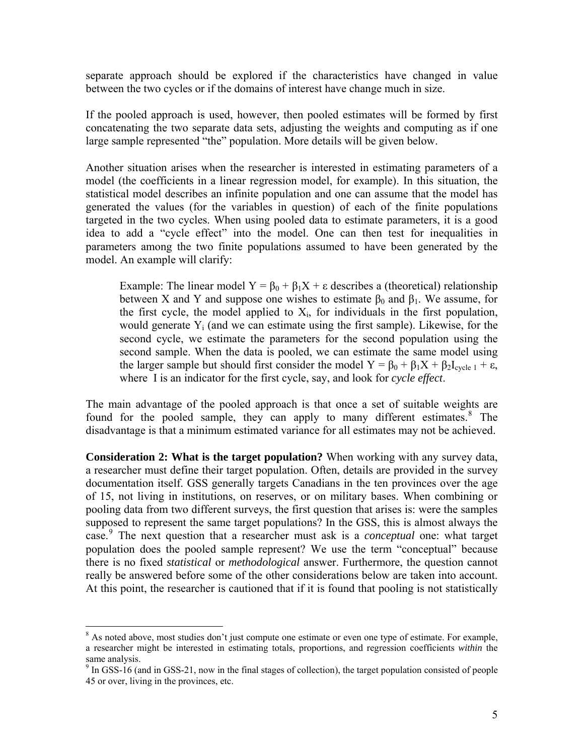separate approach should be explored if the characteristics have changed in value between the two cycles or if the domains of interest have change much in size.

If the pooled approach is used, however, then pooled estimates will be formed by first concatenating the two separate data sets, adjusting the weights and computing as if one large sample represented "the" population. More details will be given below.

Another situation arises when the researcher is interested in estimating parameters of a model (the coefficients in a linear regression model, for example). In this situation, the statistical model describes an infinite population and one can assume that the model has generated the values (for the variables in question) of each of the finite populations targeted in the two cycles. When using pooled data to estimate parameters, it is a good idea to add a "cycle effect" into the model. One can then test for inequalities in parameters among the two finite populations assumed to have been generated by the model. An example will clarify:

> Example: The linear model $Y = \beta_0 + \beta_1 X + \varepsilon$ describes a (theoretical) relationship between X and Y and suppose one wishes to estimate $\beta_0$ and $\beta_1$. We assume, for the first cycle, the model applied to $X_i$, for individuals in the first population, would generate $Y_i$ (and we can estimate using the first sample). Likewise, for the second cycle, we estimate the parameters for the second population using the second sample. When the data is pooled, we can estimate the same model using the larger sample but should first consider the model $Y = \beta_0 + \beta_1 X + \beta_2 I_{\text{cycle 1}} + \varepsilon$, where I is an indicator for the first cycle, say, and look for *cycle effect*.

The main advantage of the pooled approach is that once a set of suitable weights are found for the pooled sample, they can apply to many different estimates.[8] The disadvantage is that a minimum estimated variance for all estimates may not be achieved.

**Consideration 2: What is the target population?** When working with any survey data, a researcher must define their target population. Often, details are provided in the survey documentation itself. GSS generally targets Canadians in the ten provinces over the age of 15, not living in institutions, on reserves, or on military bases. When combining or pooling data from two different surveys, the first question that arises is: were the samples supposed to represent the same target populations? In the GSS, this is almost always the case.[9] The next question that a researcher must ask is a *conceptual* one: what target population does the pooled sample represent? We use the term "conceptual" because there is no fixed *statistical* or *methodological* answer. Furthermore, the question cannot really be answered before some of the other considerations below are taken into account. At this point, the researcher is cautioned that if it is found that pooling is not statistically

---

[8] As noted above, most studies don't just compute one estimate or even one type of estimate. For example, a researcher might be interested in estimating totals, proportions, and regression coefficients *within* the same analysis.

[9] In GSS-16 (and in GSS-21, now in the final stages of collection), the target population consisted of people 45 or over, living in the provinces, etc.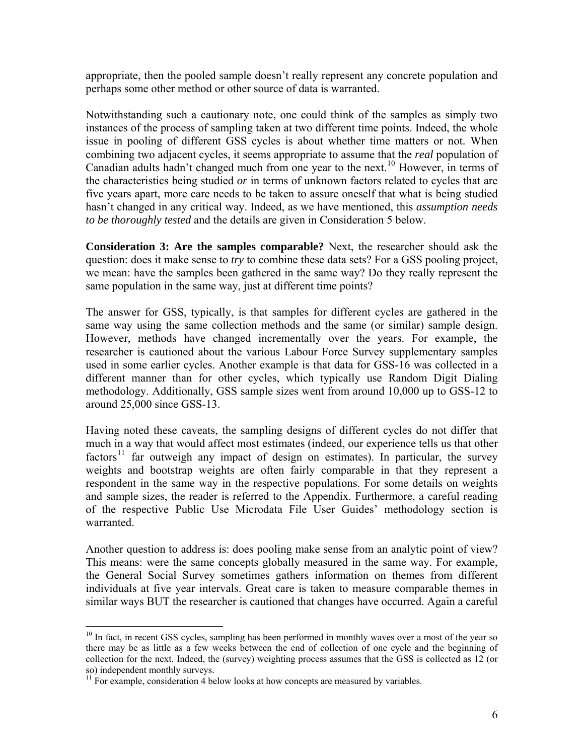appropriate, then the pooled sample doesn't really represent any concrete population and perhaps some other method or other source of data is warranted.

Notwithstanding such a cautionary note, one could think of the samples as simply two instances of the process of sampling taken at two different time points. Indeed, the whole issue in pooling of different GSS cycles is about whether time matters or not. When combining two adjacent cycles, it seems appropriate to assume that the *real* population of Canadian adults hadn't changed much from one year to the next.[10] However, in terms of the characteristics being studied *or* in terms of unknown factors related to cycles that are five years apart, more care needs to be taken to assure oneself that what is being studied hasn't changed in any critical way. Indeed, as we have mentioned, this *assumption needs to be thoroughly tested* and the details are given in Consideration 5 below.

**Consideration 3: Are the samples comparable?** Next, the researcher should ask the question: does it make sense to *try* to combine these data sets? For a GSS pooling project, we mean: have the samples been gathered in the same way? Do they really represent the same population in the same way, just at different time points?

The answer for GSS, typically, is that samples for different cycles are gathered in the same way using the same collection methods and the same (or similar) sample design. However, methods have changed incrementally over the years. For example, the researcher is cautioned about the various Labour Force Survey supplementary samples used in some earlier cycles. Another example is that data for GSS-16 was collected in a different manner than for other cycles, which typically use Random Digit Dialing methodology. Additionally, GSS sample sizes went from around 10,000 up to GSS-12 to around 25,000 since GSS-13.

Having noted these caveats, the sampling designs of different cycles do not differ that much in a way that would affect most estimates (indeed, our experience tells us that other factors[11] far outweigh any impact of design on estimates). In particular, the survey weights and bootstrap weights are often fairly comparable in that they represent a respondent in the same way in the respective populations. For some details on weights and sample sizes, the reader is referred to the Appendix. Furthermore, a careful reading of the respective Public Use Microdata File User Guides' methodology section is warranted.

Another question to address is: does pooling make sense from an analytic point of view? This means: were the same concepts globally measured in the same way. For example, the General Social Survey sometimes gathers information on themes from different individuals at five year intervals. Great care is taken to measure comparable themes in similar ways BUT the researcher is cautioned that changes have occurred. Again a careful

---

[10] In fact, in recent GSS cycles, sampling has been performed in monthly waves over a most of the year so there may be as little as a few weeks between the end of collection of one cycle and the beginning of collection for the next. Indeed, the (survey) weighting process assumes that the GSS is collected as 12 (or so) independent monthly surveys.

[11] For example, consideration 4 below looks at how concepts are measured by variables.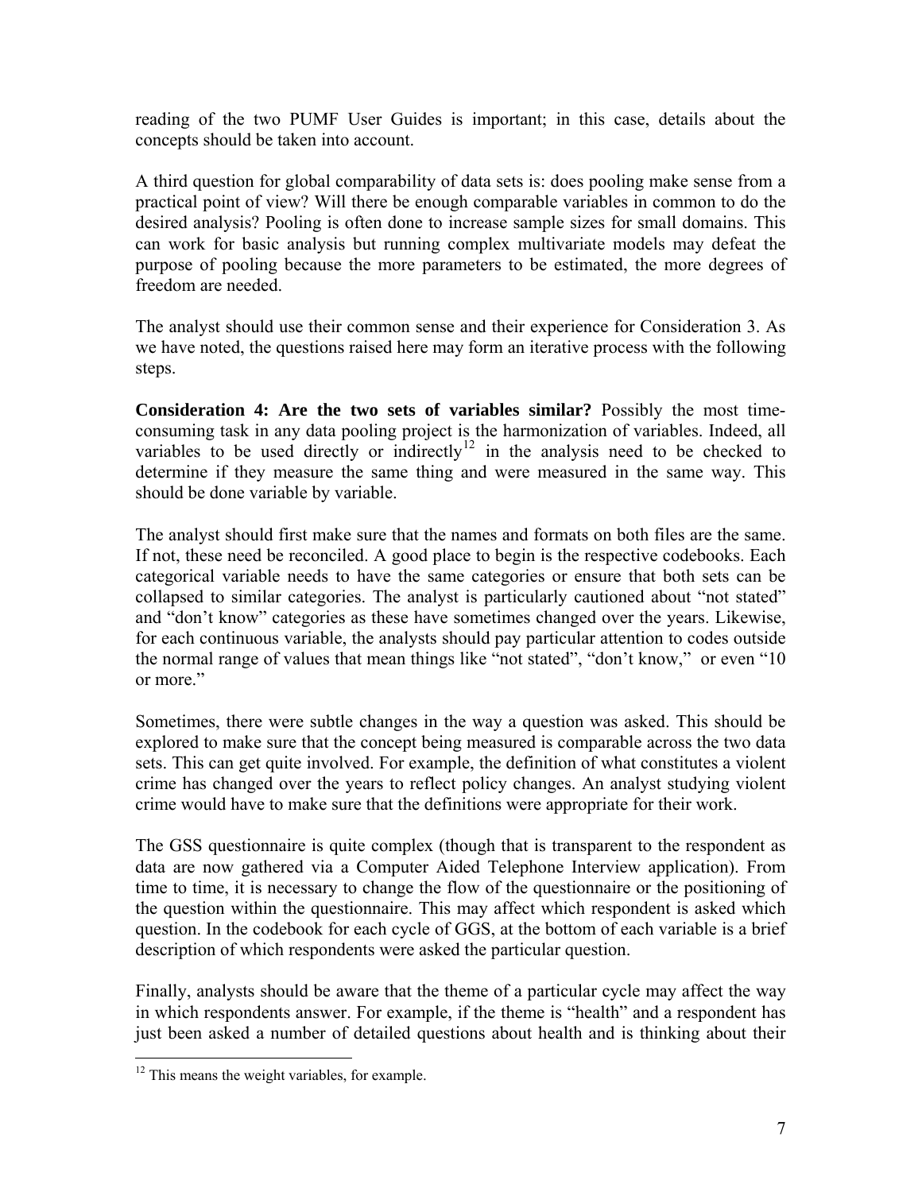reading of the two PUMF User Guides is important; in this case, details about the concepts should be taken into account.

A third question for global comparability of data sets is: does pooling make sense from a practical point of view? Will there be enough comparable variables in common to do the desired analysis? Pooling is often done to increase sample sizes for small domains. This can work for basic analysis but running complex multivariate models may defeat the purpose of pooling because the more parameters to be estimated, the more degrees of freedom are needed.

The analyst should use their common sense and their experience for Consideration 3. As we have noted, the questions raised here may form an iterative process with the following steps.

**Consideration 4: Are the two sets of variables similar?** Possibly the most time-consuming task in any data pooling project is the harmonization of variables. Indeed, all variables to be used directly or indirectly[12] in the analysis need to be checked to determine if they measure the same thing and were measured in the same way. This should be done variable by variable.

The analyst should first make sure that the names and formats on both files are the same. If not, these need be reconciled. A good place to begin is the respective codebooks. Each categorical variable needs to have the same categories or ensure that both sets can be collapsed to similar categories. The analyst is particularly cautioned about "not stated" and "don't know" categories as these have sometimes changed over the years. Likewise, for each continuous variable, the analysts should pay particular attention to codes outside the normal range of values that mean things like "not stated", "don't know," or even "10 or more."

Sometimes, there were subtle changes in the way a question was asked. This should be explored to make sure that the concept being measured is comparable across the two data sets. This can get quite involved. For example, the definition of what constitutes a violent crime has changed over the years to reflect policy changes. An analyst studying violent crime would have to make sure that the definitions were appropriate for their work.

The GSS questionnaire is quite complex (though that is transparent to the respondent as data are now gathered via a Computer Aided Telephone Interview application). From time to time, it is necessary to change the flow of the questionnaire or the positioning of the question within the questionnaire. This may affect which respondent is asked which question. In the codebook for each cycle of GGS, at the bottom of each variable is a brief description of which respondents were asked the particular question.

Finally, analysts should be aware that the theme of a particular cycle may affect the way in which respondents answer. For example, if the theme is "health" and a respondent has just been asked a number of detailed questions about health and is thinking about their

[12] This means the weight variables, for example.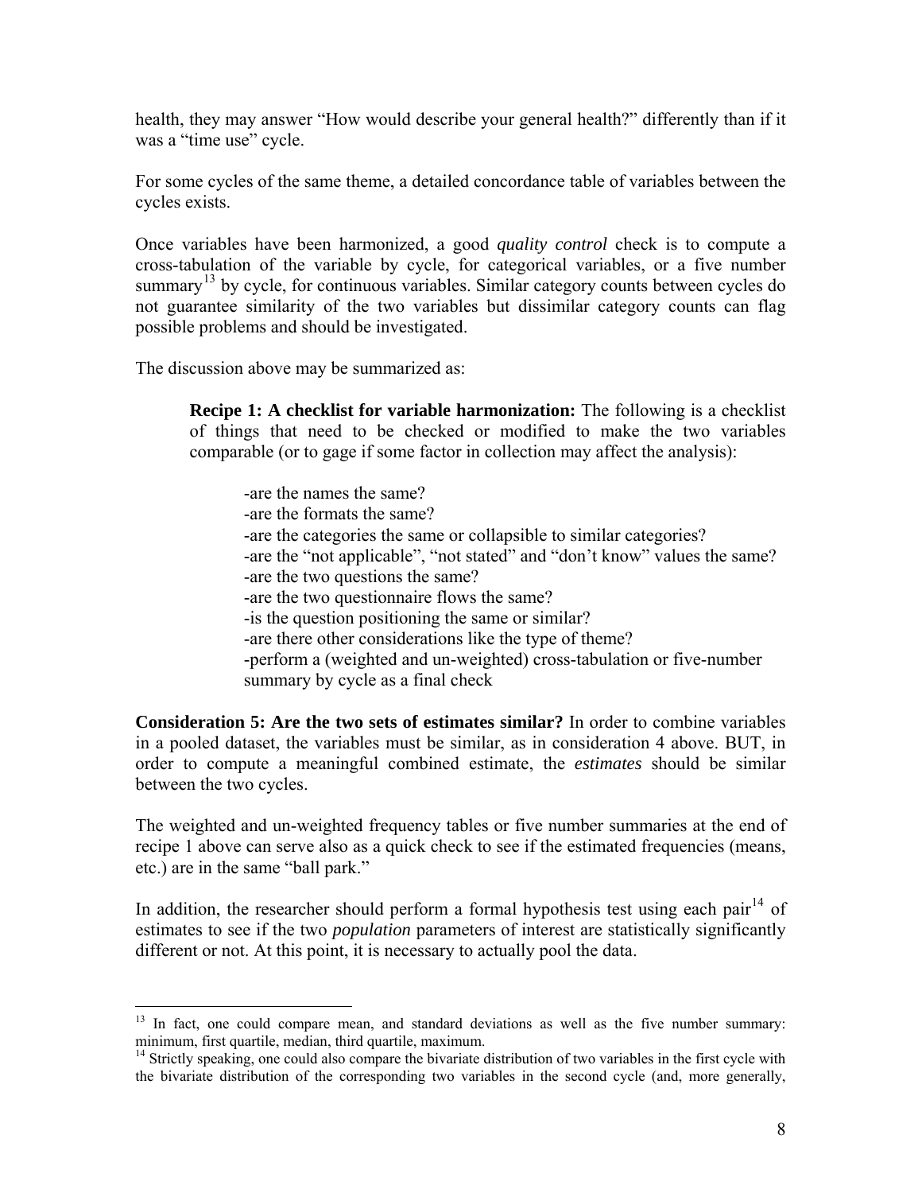health, they may answer "How would describe your general health?" differently than if it was a "time use" cycle.

For some cycles of the same theme, a detailed concordance table of variables between the cycles exists.

Once variables have been harmonized, a good *quality control* check is to compute a cross-tabulation of the variable by cycle, for categorical variables, or a five number summary[13] by cycle, for continuous variables. Similar category counts between cycles do not guarantee similarity of the two variables but dissimilar category counts can flag possible problems and should be investigated.

The discussion above may be summarized as:

> **Recipe 1: A checklist for variable harmonization:** The following is a checklist of things that need to be checked or modified to make the two variables comparable (or to gage if some factor in collection may affect the analysis):
>
> -are the names the same?
> -are the formats the same?
> -are the categories the same or collapsible to similar categories?
> -are the "not applicable", "not stated" and "don't know" values the same?
> -are the two questions the same?
> -are the two questionnaire flows the same?
> -is the question positioning the same or similar?
> -are there other considerations like the type of theme?
> -perform a (weighted and un-weighted) cross-tabulation or five-number summary by cycle as a final check

**Consideration 5: Are the two sets of estimates similar?** In order to combine variables in a pooled dataset, the variables must be similar, as in consideration 4 above. BUT, in order to compute a meaningful combined estimate, the *estimates* should be similar between the two cycles.

The weighted and un-weighted frequency tables or five number summaries at the end of recipe 1 above can serve also as a quick check to see if the estimated frequencies (means, etc.) are in the same "ball park."

In addition, the researcher should perform a formal hypothesis test using each pair[14] of estimates to see if the two *population* parameters of interest are statistically significantly different or not. At this point, it is necessary to actually pool the data.

---

[13] In fact, one could compare mean, and standard deviations as well as the five number summary: minimum, first quartile, median, third quartile, maximum.

[14] Strictly speaking, one could also compare the bivariate distribution of two variables in the first cycle with the bivariate distribution of the corresponding two variables in the second cycle (and, more generally,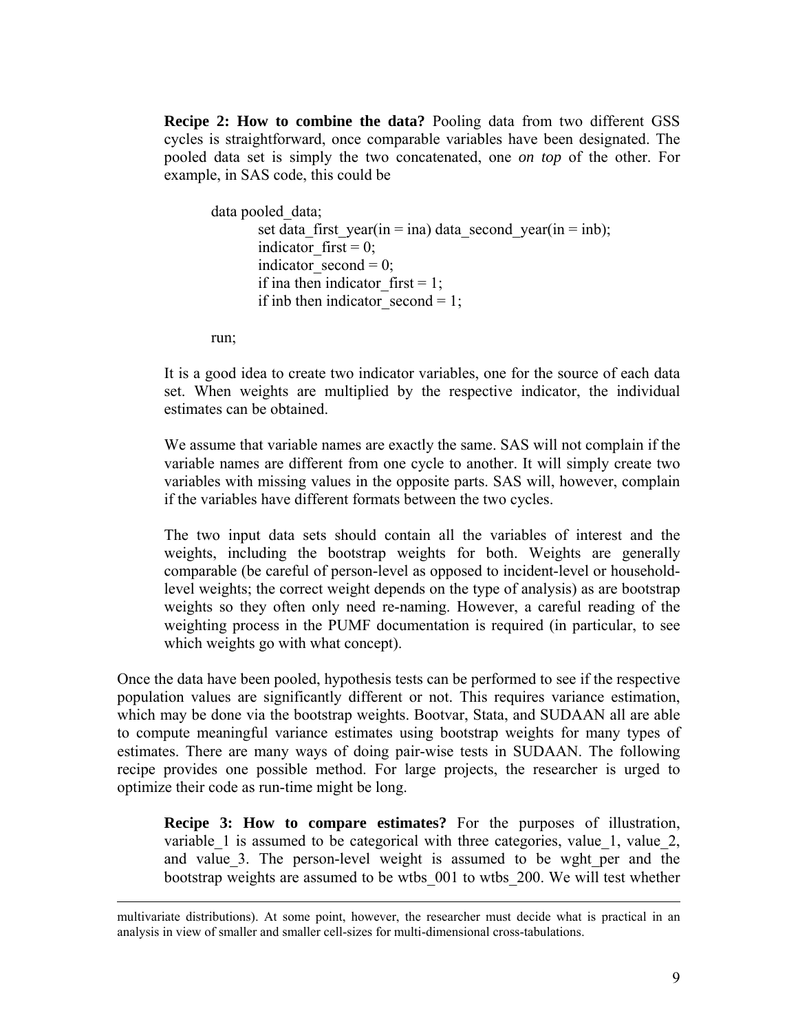**Recipe 2: How to combine the data?** Pooling data from two different GSS cycles is straightforward, once comparable variables have been designated. The pooled data set is simply the two concatenated, one *on top* of the other. For example, in SAS code, this could be

```
data pooled_data;
        set data_first_year(in = ina) data_second_year(in = inb);
        indicator_first = 0;
        indicator_second = 0;
        if ina then indicator_first = 1;
        if inb then indicator_second = 1;

run;
```

It is a good idea to create two indicator variables, one for the source of each data set. When weights are multiplied by the respective indicator, the individual estimates can be obtained.

We assume that variable names are exactly the same. SAS will not complain if the variable names are different from one cycle to another. It will simply create two variables with missing values in the opposite parts. SAS will, however, complain if the variables have different formats between the two cycles.

The two input data sets should contain all the variables of interest and the weights, including the bootstrap weights for both. Weights are generally comparable (be careful of person-level as opposed to incident-level or household-level weights; the correct weight depends on the type of analysis) as are bootstrap weights so they often only need re-naming. However, a careful reading of the weighting process in the PUMF documentation is required (in particular, to see which weights go with what concept).

Once the data have been pooled, hypothesis tests can be performed to see if the respective population values are significantly different or not. This requires variance estimation, which may be done via the bootstrap weights. Bootvar, Stata, and SUDAAN all are able to compute meaningful variance estimates using bootstrap weights for many types of estimates. There are many ways of doing pair-wise tests in SUDAAN. The following recipe provides one possible method. For large projects, the researcher is urged to optimize their code as run-time might be long.

**Recipe 3: How to compare estimates?** For the purposes of illustration, variable_1 is assumed to be categorical with three categories, value_1, value_2, and value_3. The person-level weight is assumed to be wght_per and the bootstrap weights are assumed to be wtbs_001 to wtbs_200. We will test whether

---

multivariate distributions). At some point, however, the researcher must decide what is practical in an analysis in view of smaller and smaller cell-sizes for multi-dimensional cross-tabulations.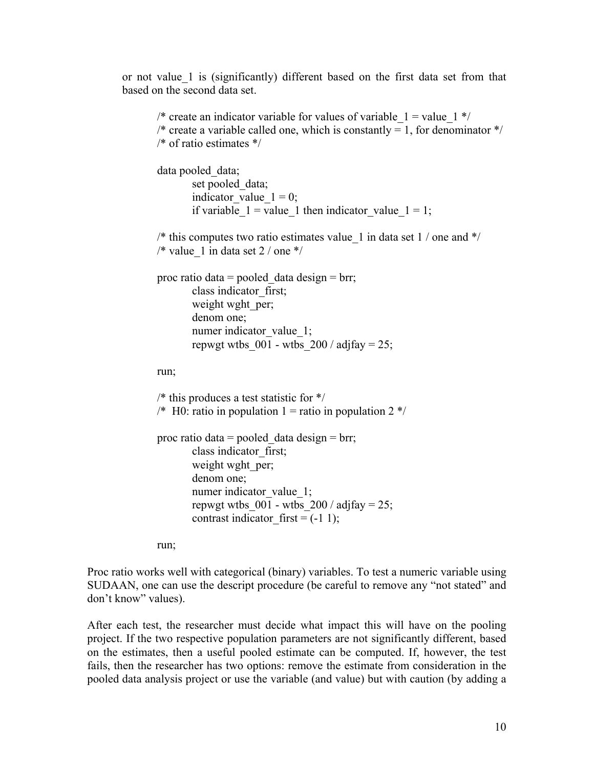or not value_1 is (significantly) different based on the first data set from that based on the second data set.

```
/* create an indicator variable for values of variable_1 = value_1 */
/* create a variable called one, which is constantly = 1, for denominator */
/* of ratio estimates */

data pooled_data;
        set pooled_data;
        indicator_value_1 = 0;
        if variable_1 = value_1 then indicator_value_1 = 1;

/* this computes two ratio estimates value_1 in data set 1 / one and */
/* value_1 in data set 2 / one */

proc ratio data = pooled_data design = brr;
        class indicator_first;
        weight wght_per;
        denom one;
        numer indicator_value_1;
        repwgt wtbs_001 - wtbs_200 / adjfay = 25;

run;

/* this produces a test statistic for */
/*  H0: ratio in population 1 = ratio in population 2 */

proc ratio data = pooled_data design = brr;
        class indicator_first;
        weight wght_per;
        denom one;
        numer indicator_value_1;
        repwgt wtbs_001 - wtbs_200 / adjfay = 25;
        contrast indicator_first = (-1 1);

run;
```

Proc ratio works well with categorical (binary) variables. To test a numeric variable using SUDAAN, one can use the descript procedure (be careful to remove any "not stated" and don't know" values).

After each test, the researcher must decide what impact this will have on the pooling project. If the two respective population parameters are not significantly different, based on the estimates, then a useful pooled estimate can be computed. If, however, the test fails, then the researcher has two options: remove the estimate from consideration in the pooled data analysis project or use the variable (and value) but with caution (by adding a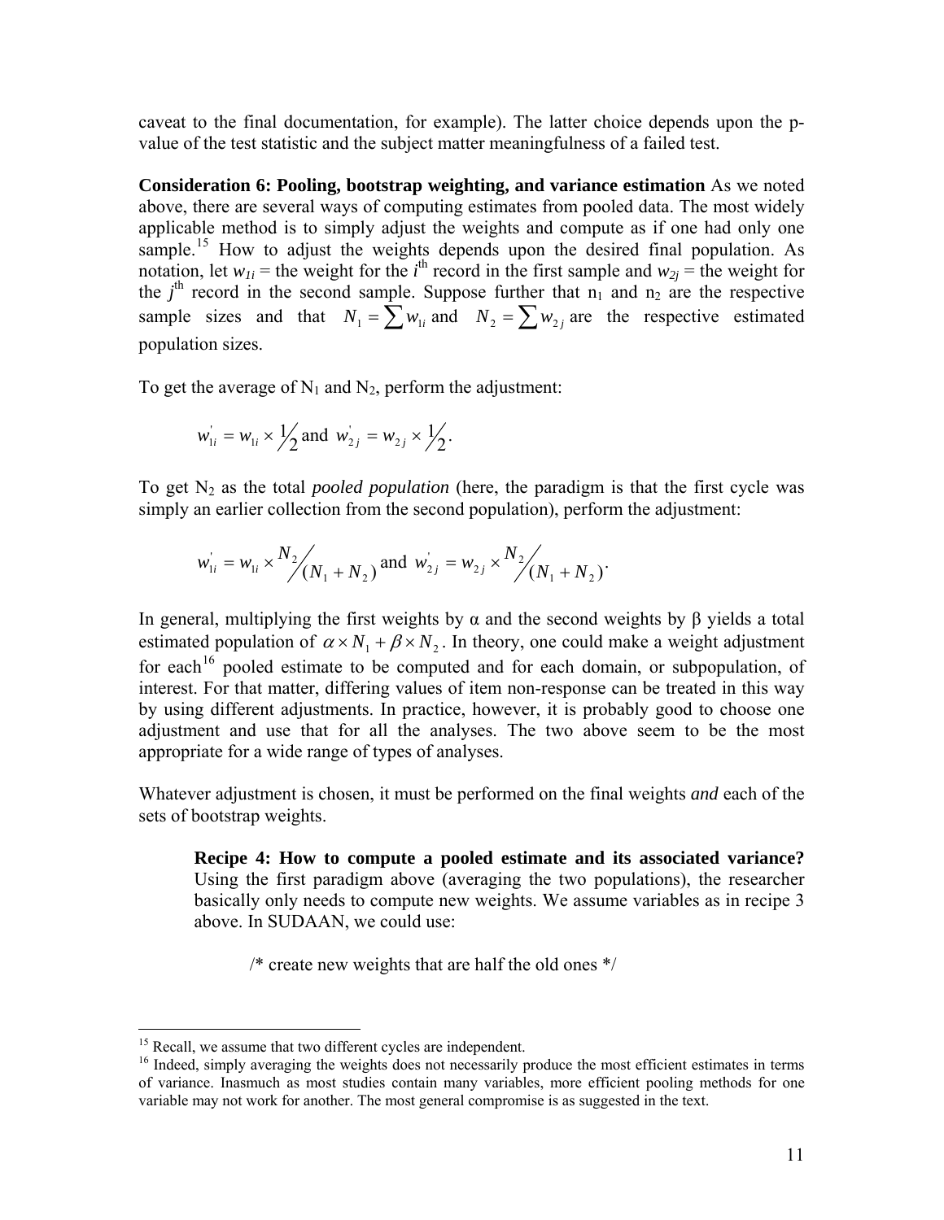caveat to the final documentation, for example). The latter choice depends upon the p-value of the test statistic and the subject matter meaningfulness of a failed test.

**Consideration 6: Pooling, bootstrap weighting, and variance estimation** As we noted above, there are several ways of computing estimates from pooled data. The most widely applicable method is to simply adjust the weights and compute as if one had only one sample.[15] How to adjust the weights depends upon the desired final population. As notation, let $w_{1i}$ = the weight for the $i^{th}$ record in the first sample and $w_{2j}$ = the weight for the $j^{th}$ record in the second sample. Suppose further that $n_1$ and $n_2$ are the respective sample sizes and that $N_1 = \sum w_{1i}$ and $N_2 = \sum w_{2j}$ are the respective estimated population sizes.

To get the average of $N_1$ and $N_2$, perform the adjustment:

$$w'_{1i} = w_{1i} \times 1/2 \text{ and } w'_{2j} = w_{2j} \times 1/2.$$

To get $N_2$ as the total *pooled population* (here, the paradigm is that the first cycle was simply an earlier collection from the second population), perform the adjustment:

$$w'_{1i} = w_{1i} \times N_2/(N_1 + N_2) \text{ and } w'_{2j} = w_{2j} \times N_2/(N_1 + N_2).$$

In general, multiplying the first weights by α and the second weights by β yields a total estimated population of $\alpha \times N_1 + \beta \times N_2$. In theory, one could make a weight adjustment for each[16] pooled estimate to be computed and for each domain, or subpopulation, of interest. For that matter, differing values of item non-response can be treated in this way by using different adjustments. In practice, however, it is probably good to choose one adjustment and use that for all the analyses. The two above seem to be the most appropriate for a wide range of types of analyses.

Whatever adjustment is chosen, it must be performed on the final weights *and* each of the sets of bootstrap weights.

> **Recipe 4: How to compute a pooled estimate and its associated variance?** Using the first paradigm above (averaging the two populations), the researcher basically only needs to compute new weights. We assume variables as in recipe 3 above. In SUDAAN, we could use:
>
> /* create new weights that are half the old ones */

---

[15] Recall, we assume that two different cycles are independent.

[16] Indeed, simply averaging the weights does not necessarily produce the most efficient estimates in terms of variance. Inasmuch as most studies contain many variables, more efficient pooling methods for one variable may not work for another. The most general compromise is as suggested in the text.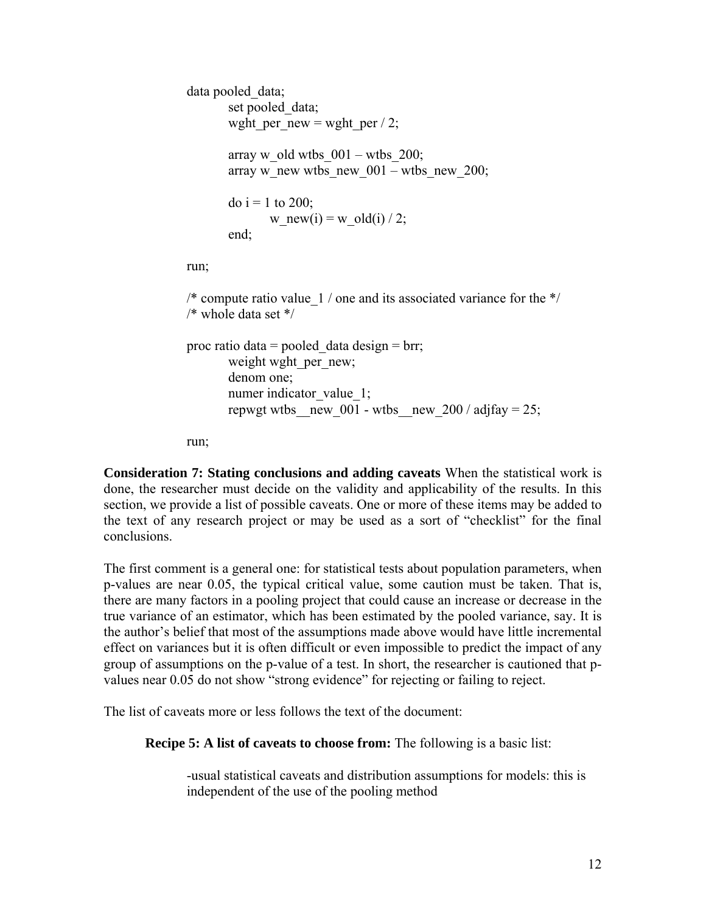```
data pooled_data;
        set pooled_data;
        wght_per_new = wght_per / 2;

        array w_old wtbs_001 – wtbs_200;
        array w_new wtbs_new_001 – wtbs_new_200;

        do i = 1 to 200;
                w_new(i) = w_old(i) / 2;
        end;

run;

/* compute ratio value_1 / one and its associated variance for the */
/* whole data set */

proc ratio data = pooled_data design = brr;
        weight wght_per_new;
        denom one;
        numer indicator_value_1;
        repwgt wtbs__new_001 - wtbs__new_200 / adjfay = 25;

run;
```

**Consideration 7: Stating conclusions and adding caveats** When the statistical work is done, the researcher must decide on the validity and applicability of the results. In this section, we provide a list of possible caveats. One or more of these items may be added to the text of any research project or may be used as a sort of "checklist" for the final conclusions.

The first comment is a general one: for statistical tests about population parameters, when p-values are near 0.05, the typical critical value, some caution must be taken. That is, there are many factors in a pooling project that could cause an increase or decrease in the true variance of an estimator, which has been estimated by the pooled variance, say. It is the author's belief that most of the assumptions made above would have little incremental effect on variances but it is often difficult or even impossible to predict the impact of any group of assumptions on the p-value of a test. In short, the researcher is cautioned that p-values near 0.05 do not show "strong evidence" for rejecting or failing to reject.

The list of caveats more or less follows the text of the document:

**Recipe 5: A list of caveats to choose from:** The following is a basic list:

-usual statistical caveats and distribution assumptions for models: this is independent of the use of the pooling method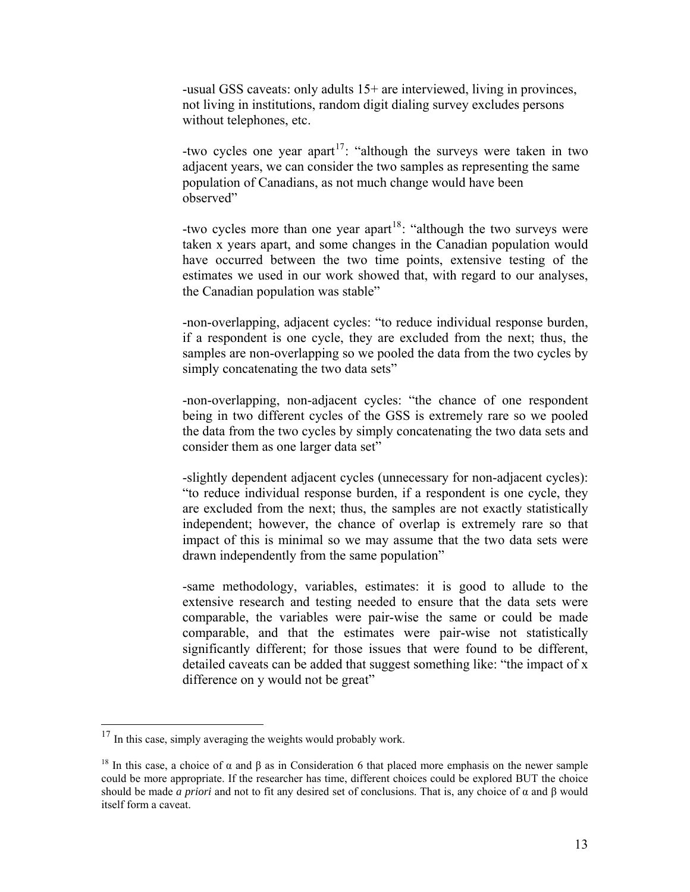-usual GSS caveats: only adults 15+ are interviewed, living in provinces, not living in institutions, random digit dialing survey excludes persons without telephones, etc.

-two cycles one year apart[17]: "although the surveys were taken in two adjacent years, we can consider the two samples as representing the same population of Canadians, as not much change would have been observed"

-two cycles more than one year apart[18]: "although the two surveys were taken x years apart, and some changes in the Canadian population would have occurred between the two time points, extensive testing of the estimates we used in our work showed that, with regard to our analyses, the Canadian population was stable"

-non-overlapping, adjacent cycles: "to reduce individual response burden, if a respondent is one cycle, they are excluded from the next; thus, the samples are non-overlapping so we pooled the data from the two cycles by simply concatenating the two data sets"

-non-overlapping, non-adjacent cycles: "the chance of one respondent being in two different cycles of the GSS is extremely rare so we pooled the data from the two cycles by simply concatenating the two data sets and consider them as one larger data set"

-slightly dependent adjacent cycles (unnecessary for non-adjacent cycles): "to reduce individual response burden, if a respondent is one cycle, they are excluded from the next; thus, the samples are not exactly statistically independent; however, the chance of overlap is extremely rare so that impact of this is minimal so we may assume that the two data sets were drawn independently from the same population"

-same methodology, variables, estimates: it is good to allude to the extensive research and testing needed to ensure that the data sets were comparable, the variables were pair-wise the same or could be made comparable, and that the estimates were pair-wise not statistically significantly different; for those issues that were found to be different, detailed caveats can be added that suggest something like: "the impact of x difference on y would not be great"

---

[17] In this case, simply averaging the weights would probably work.

[18] In this case, a choice of $\alpha$ and $\beta$ as in Consideration 6 that placed more emphasis on the newer sample could be more appropriate. If the researcher has time, different choices could be explored BUT the choice should be made *a priori* and not to fit any desired set of conclusions. That is, any choice of $\alpha$ and $\beta$ would itself form a caveat.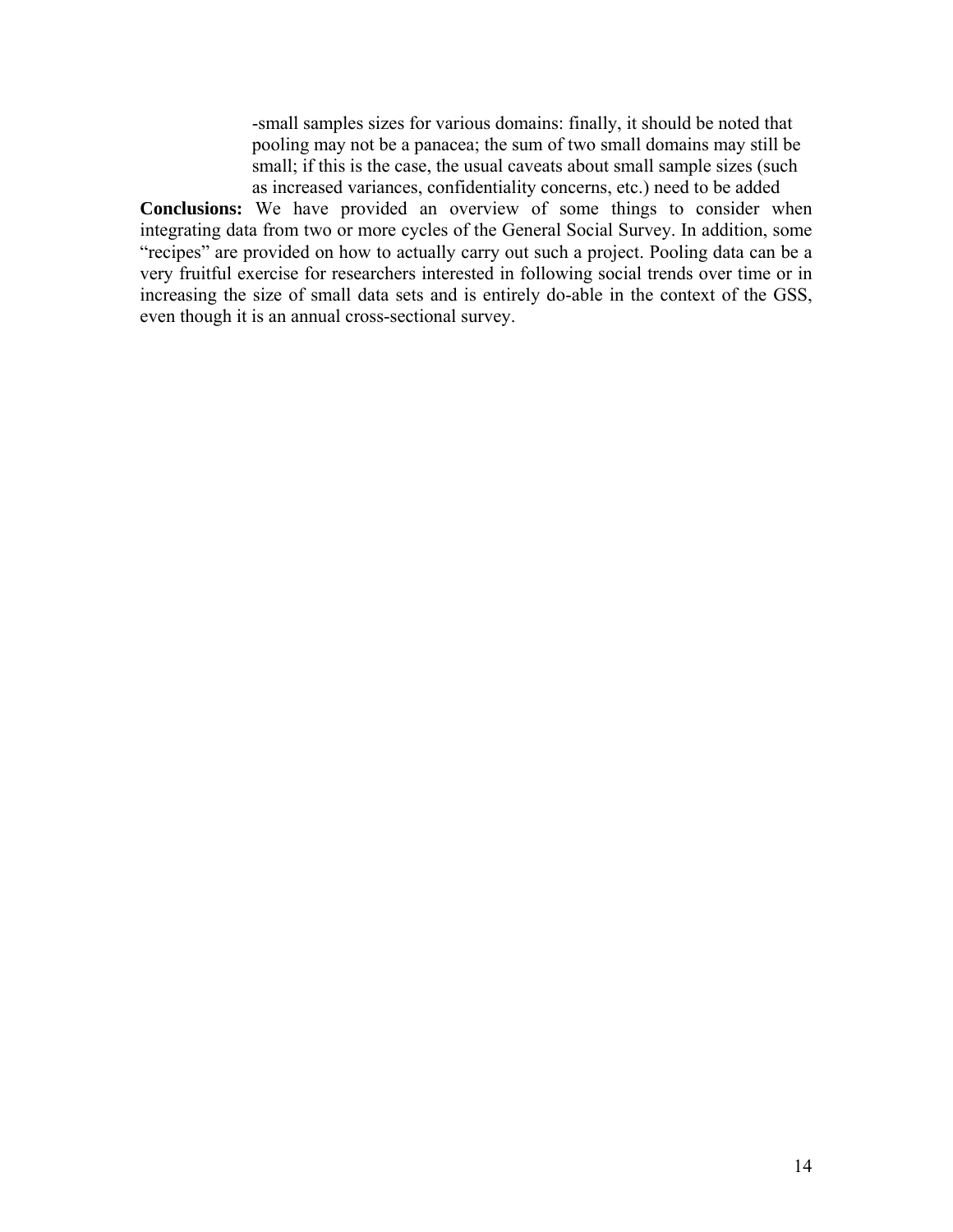-small samples sizes for various domains: finally, it should be noted that pooling may not be a panacea; the sum of two small domains may still be small; if this is the case, the usual caveats about small sample sizes (such as increased variances, confidentiality concerns, etc.) need to be added

**Conclusions:** We have provided an overview of some things to consider when integrating data from two or more cycles of the General Social Survey. In addition, some "recipes" are provided on how to actually carry out such a project. Pooling data can be a very fruitful exercise for researchers interested in following social trends over time or in increasing the size of small data sets and is entirely do-able in the context of the GSS, even though it is an annual cross-sectional survey.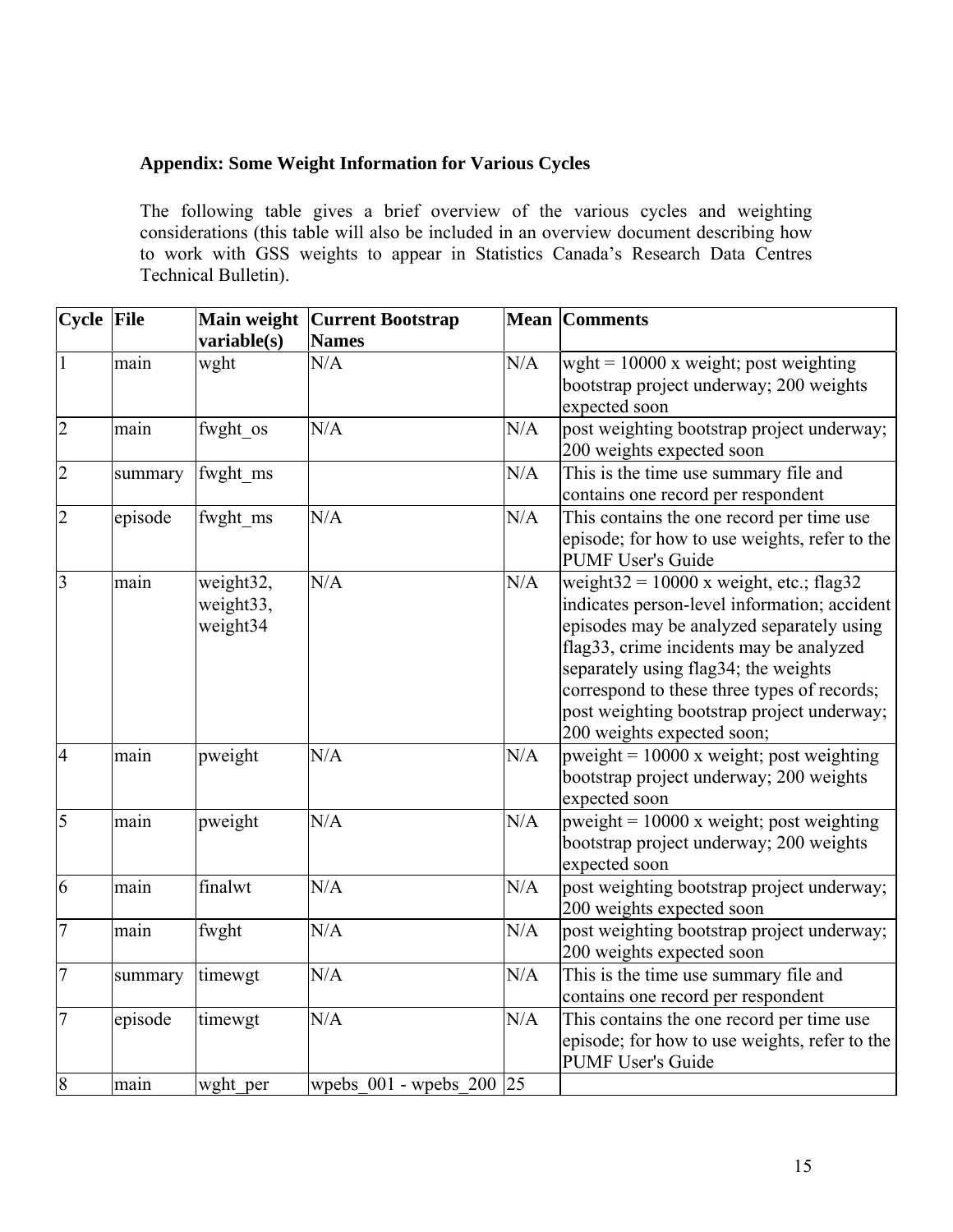**Appendix: Some Weight Information for Various Cycles**

The following table gives a brief overview of the various cycles and weighting considerations (this table will also be included in an overview document describing how to work with GSS weights to appear in Statistics Canada's Research Data Centres Technical Bulletin).

| Cycle | File | Main weight variable(s) | Current Bootstrap Names | Mean | Comments |
|---|---|---|---|---|---|
| 1 | main | wght | N/A | N/A | wght = 10000 x weight; post weighting bootstrap project underway; 200 weights expected soon |
| 2 | main | fwght_os | N/A | N/A | post weighting bootstrap project underway; 200 weights expected soon |
| 2 | summary | fwght_ms | | N/A | This is the time use summary file and contains one record per respondent |
| 2 | episode | fwght_ms | N/A | N/A | This contains the one record per time use episode; for how to use weights, refer to the PUMF User's Guide |
| 3 | main | weight32, weight33, weight34 | N/A | N/A | weight32 = 10000 x weight, etc.; flag32 indicates person-level information; accident episodes may be analyzed separately using flag33, crime incidents may be analyzed separately using flag34; the weights correspond to these three types of records; post weighting bootstrap project underway; 200 weights expected soon; |
| 4 | main | pweight | N/A | N/A | pweight = 10000 x weight; post weighting bootstrap project underway; 200 weights expected soon |
| 5 | main | pweight | N/A | N/A | pweight = 10000 x weight; post weighting bootstrap project underway; 200 weights expected soon |
| 6 | main | finalwt | N/A | N/A | post weighting bootstrap project underway; 200 weights expected soon |
| 7 | main | fwght | N/A | N/A | post weighting bootstrap project underway; 200 weights expected soon |
| 7 | summary | timewgt | N/A | N/A | This is the time use summary file and contains one record per respondent |
| 7 | episode | timewgt | N/A | N/A | This contains the one record per time use episode; for how to use weights, refer to the PUMF User's Guide |
| 8 | main | wght_per | wpebs_001 - wpebs_200 | 25 | |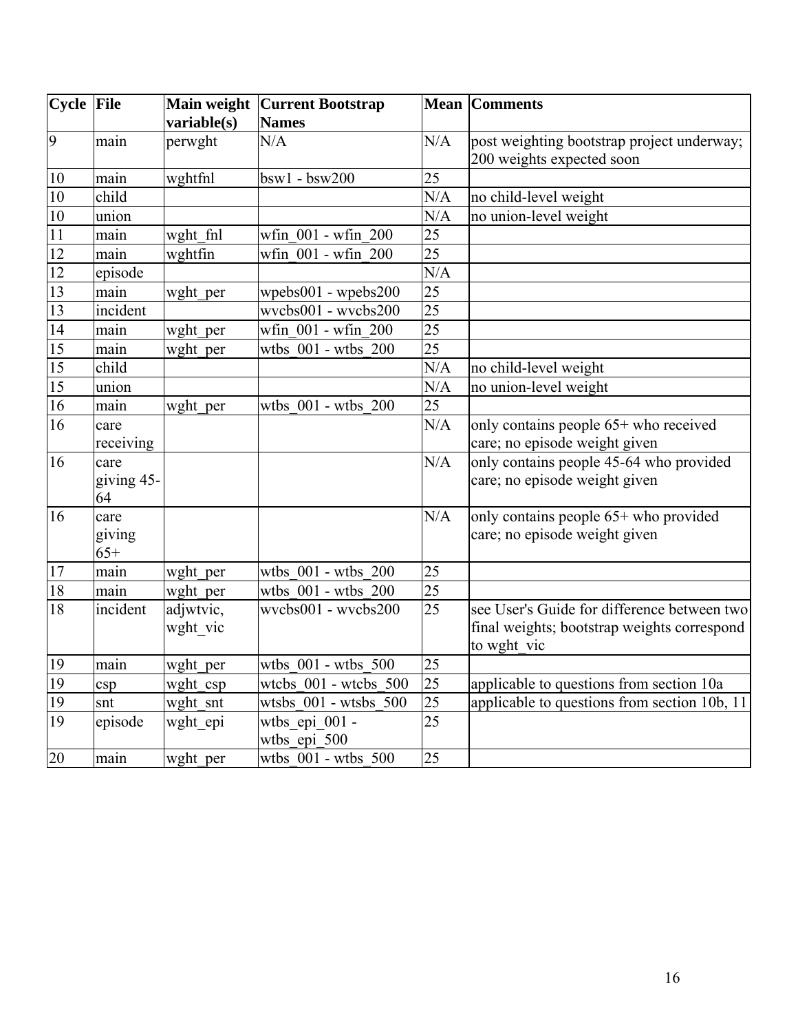| Cycle | File | Main weight variable(s) | Current Bootstrap Names | Mean | Comments |
|---|---|---|---|---|---|
| 9 | main | perwght | N/A | N/A | post weighting bootstrap project underway; 200 weights expected soon |
| 10 | main | wghtfnl | bsw1 - bsw200 | 25 | |
| 10 | child | | | N/A | no child-level weight |
| 10 | union | | | N/A | no union-level weight |
| 11 | main | wght_fnl | wfin_001 - wfin_200 | 25 | |
| 12 | main | wghtfin | wfin_001 - wfin_200 | 25 | |
| 12 | episode | | | N/A | |
| 13 | main | wght_per | wpebs001 - wpebs200 | 25 | |
| 13 | incident | | wvcbs001 - wvcbs200 | 25 | |
| 14 | main | wght_per | wfin_001 - wfin_200 | 25 | |
| 15 | main | wght_per | wtbs_001 - wtbs_200 | 25 | |
| 15 | child | | | N/A | no child-level weight |
| 15 | union | | | N/A | no union-level weight |
| 16 | main | wght_per | wtbs_001 - wtbs_200 | 25 | |
| 16 | care receiving | | | N/A | only contains people 65+ who received care; no episode weight given |
| 16 | care giving 45-64 | | | N/A | only contains people 45-64 who provided care; no episode weight given |
| 16 | care giving 65+ | | | N/A | only contains people 65+ who provided care; no episode weight given |
| 17 | main | wght_per | wtbs_001 - wtbs_200 | 25 | |
| 18 | main | wght_per | wtbs_001 - wtbs_200 | 25 | |
| 18 | incident | adjwtvic, wght_vic | wvcbs001 - wvcbs200 | 25 | see User's Guide for difference between two final weights; bootstrap weights correspond to wght_vic |
| 19 | main | wght_per | wtbs_001 - wtbs_500 | 25 | |
| 19 | csp | wght_csp | wtcbs_001 - wtcbs_500 | 25 | applicable to questions from section 10a |
| 19 | snt | wght_snt | wtsbs_001 - wtsbs_500 | 25 | applicable to questions from section 10b, 11 |
| 19 | episode | wght_epi | wtbs_epi_001 - wtbs_epi_500 | 25 | |
| 20 | main | wght_per | wtbs_001 - wtbs_500 | 25 | |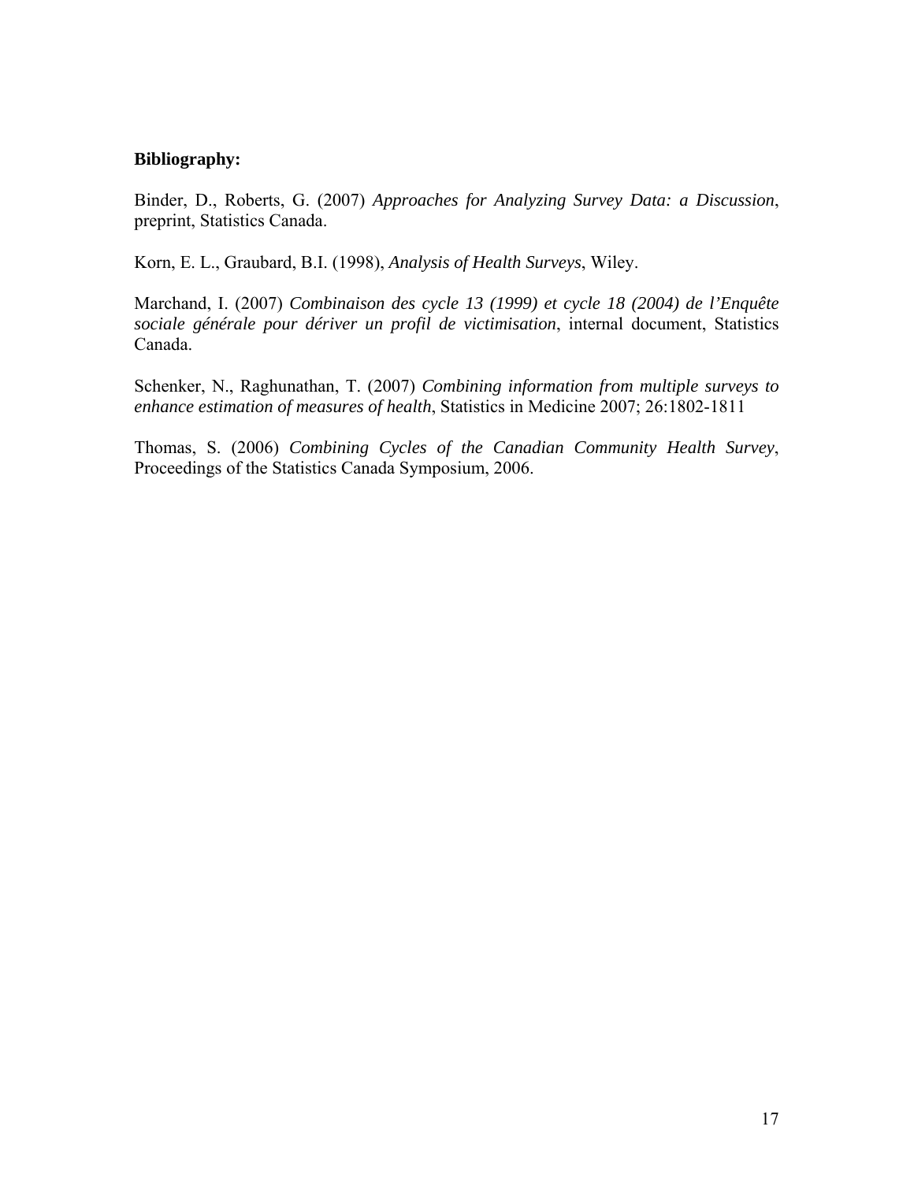**Bibliography:**

Binder, D., Roberts, G. (2007) *Approaches for Analyzing Survey Data: a Discussion*, preprint, Statistics Canada.

Korn, E. L., Graubard, B.I. (1998), *Analysis of Health Surveys*, Wiley.

Marchand, I. (2007) *Combinaison des cycle 13 (1999) et cycle 18 (2004) de l'Enquête sociale générale pour dériver un profil de victimisation*, internal document, Statistics Canada.

Schenker, N., Raghunathan, T. (2007) *Combining information from multiple surveys to enhance estimation of measures of health*, Statistics in Medicine 2007; 26:1802-1811

Thomas, S. (2006) *Combining Cycles of the Canadian Community Health Survey*, Proceedings of the Statistics Canada Symposium, 2006.